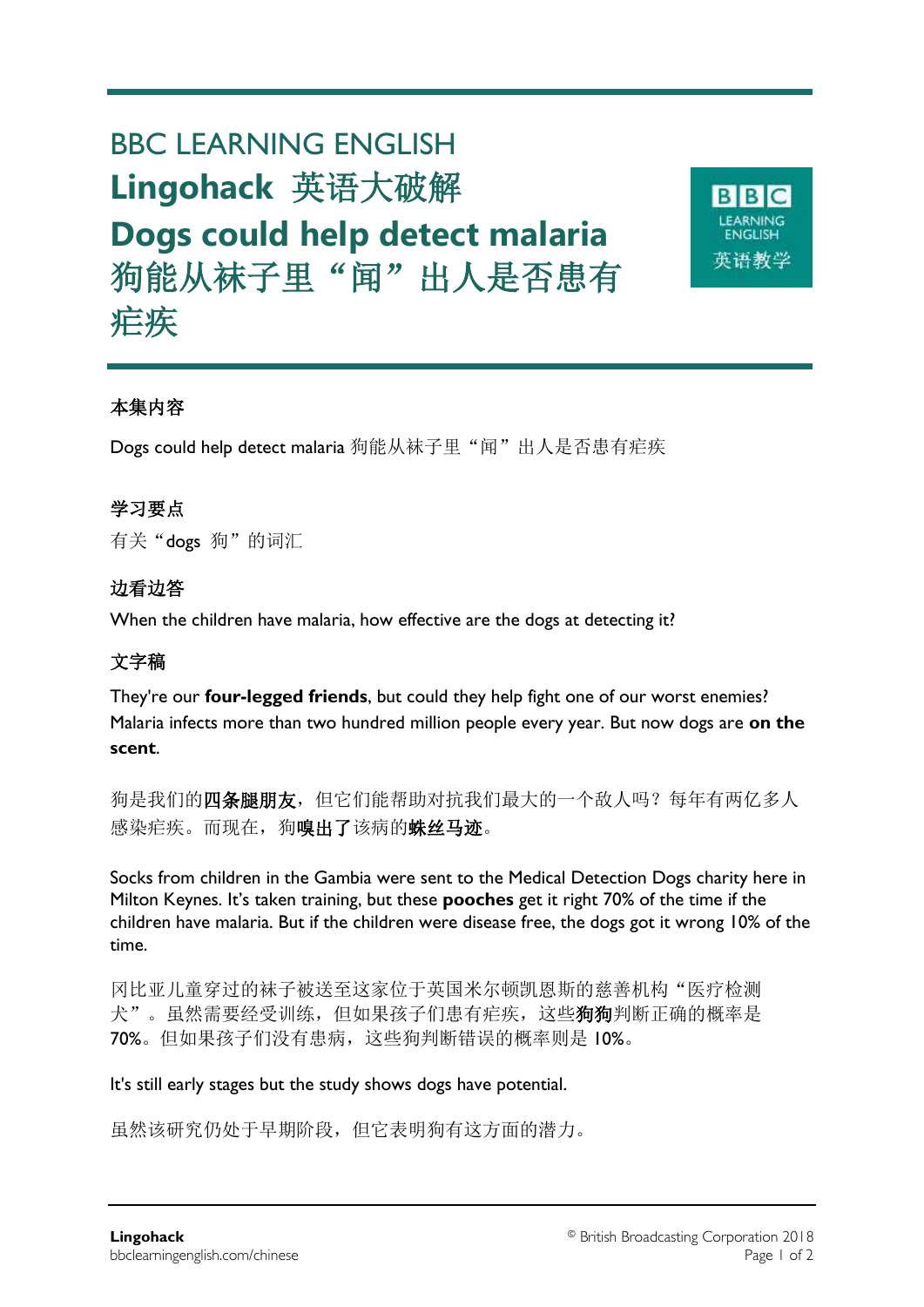BBC LEARNING ENGLISH

# Lingohack 英语大破解

# Dogs could help detect malaria 狗能从袜子里"闻"出人是否患有疟疾

### 本集内容

Dogs could help detect malaria 狗能从袜子里"闻"出人是否患有疟疾

### 学习要点

有关"dogs 狗"的词汇

### 边看边答

When the children have malaria, how effective are the dogs at detecting it?

### 文字稿

They're our **four-legged friends**, but could they help fight one of our worst enemies? Malaria infects more than two hundred million people every year. But now dogs are **on the scent**.

狗是我们的**四条腿朋友**，但它们能帮助对抗我们最大的一个敌人吗？每年有两亿多人感染疟疾。而现在，狗**嗅出了**该病的**蛛丝马迹**。

Socks from children in the Gambia were sent to the Medical Detection Dogs charity here in Milton Keynes. It's taken training, but these **pooches** get it right 70% of the time if the children have malaria. But if the children were disease free, the dogs got it wrong 10% of the time.

冈比亚儿童穿过的袜子被送至这家位于英国米尔顿凯恩斯的慈善机构"医疗检测犬"。虽然需要经受训练，但如果孩子们患有疟疾，这些**狗狗**判断正确的概率是 70%。但如果孩子们没有患病，这些狗判断错误的概率则是 10%。

It's still early stages but the study shows dogs have potential.

虽然该研究仍处于早期阶段，但它表明狗有这方面的潜力。